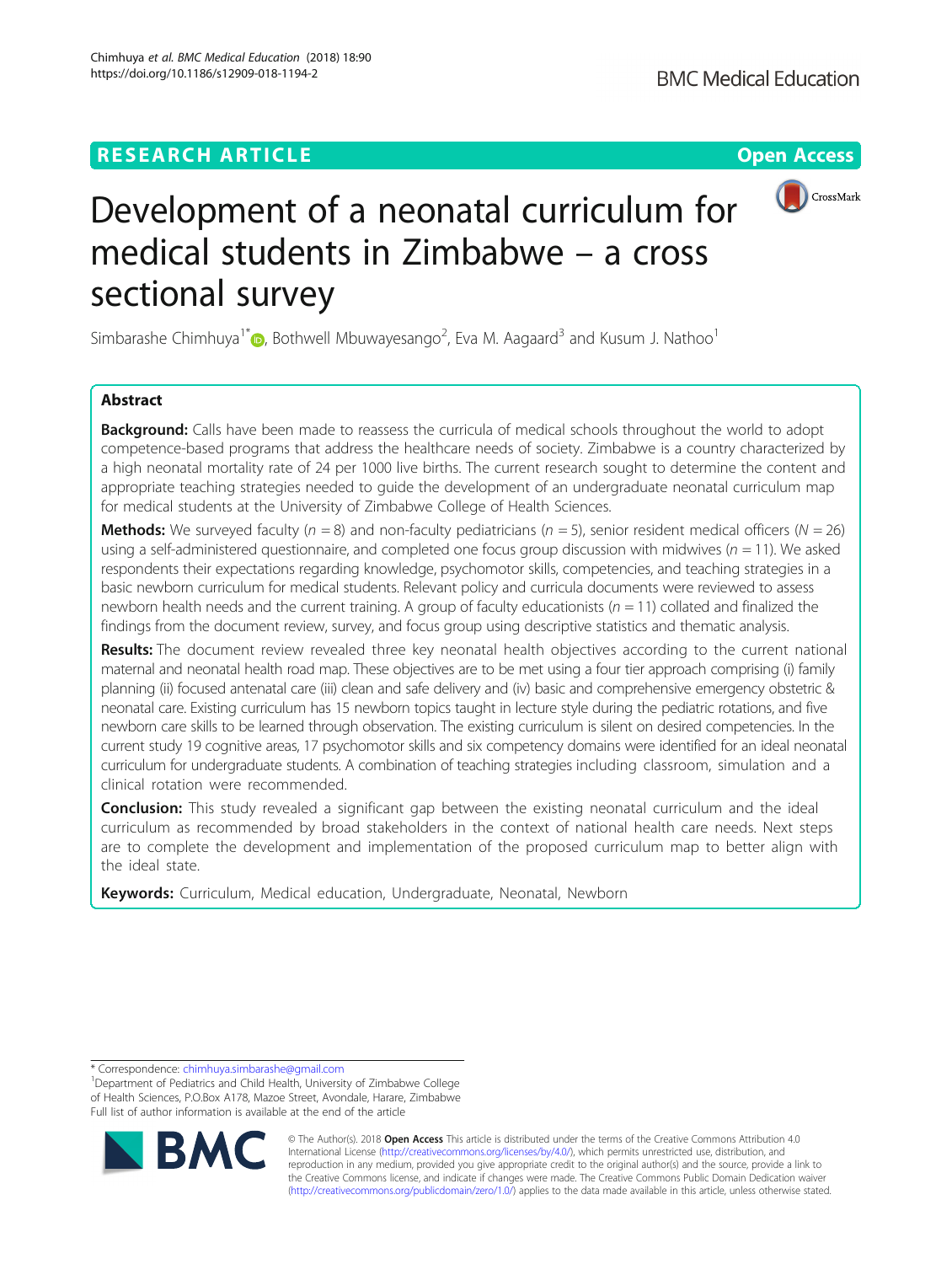RESEARCH ARTICLE Open Access

# Development of a neonatal curriculum for medical students in Zimbabwe – a cross sectional survey

Simbarashe Chimhuya[1*], Bothwell Mbuwayesango[2], Eva M. Aagaard[3] and Kusum J. Nathoo[1]

## Abstract

**Background:** Calls have been made to reassess the curricula of medical schools throughout the world to adopt competence-based programs that address the healthcare needs of society. Zimbabwe is a country characterized by a high neonatal mortality rate of 24 per 1000 live births. The current research sought to determine the content and appropriate teaching strategies needed to guide the development of an undergraduate neonatal curriculum map for medical students at the University of Zimbabwe College of Health Sciences.

**Methods:** We surveyed faculty ($n = 8$) and non-faculty pediatricians ($n = 5$), senior resident medical officers ($N = 26$) using a self-administered questionnaire, and completed one focus group discussion with midwives ($n = 11$). We asked respondents their expectations regarding knowledge, psychomotor skills, competencies, and teaching strategies in a basic newborn curriculum for medical students. Relevant policy and curricula documents were reviewed to assess newborn health needs and the current training. A group of faculty educationists ($n = 11$) collated and finalized the findings from the document review, survey, and focus group using descriptive statistics and thematic analysis.

**Results:** The document review revealed three key neonatal health objectives according to the current national maternal and neonatal health road map. These objectives are to be met using a four tier approach comprising (i) family planning (ii) focused antenatal care (iii) clean and safe delivery and (iv) basic and comprehensive emergency obstetric & neonatal care. Existing curriculum has 15 newborn topics taught in lecture style during the pediatric rotations, and five newborn care skills to be learned through observation. The existing curriculum is silent on desired competencies. In the current study 19 cognitive areas, 17 psychomotor skills and six competency domains were identified for an ideal neonatal curriculum for undergraduate students. A combination of teaching strategies including classroom, simulation and a clinical rotation were recommended.

**Conclusion:** This study revealed a significant gap between the existing neonatal curriculum and the ideal curriculum as recommended by broad stakeholders in the context of national health care needs. Next steps are to complete the development and implementation of the proposed curriculum map to better align with the ideal state.

**Keywords:** Curriculum, Medical education, Undergraduate, Neonatal, Newborn

---

* Correspondence: chimhuya.simbarashe@gmail.com
[1]Department of Pediatrics and Child Health, University of Zimbabwe College of Health Sciences, P.O.Box A178, Mazoe Street, Avondale, Harare, Zimbabwe
Full list of author information is available at the end of the article

© The Author(s). 2018 **Open Access** This article is distributed under the terms of the Creative Commons Attribution 4.0 International License (http://creativecommons.org/licenses/by/4.0/), which permits unrestricted use, distribution, and reproduction in any medium, provided you give appropriate credit to the original author(s) and the source, provide a link to the Creative Commons license, and indicate if changes were made. The Creative Commons Public Domain Dedication waiver (http://creativecommons.org/publicdomain/zero/1.0/) applies to the data made available in this article, unless otherwise stated.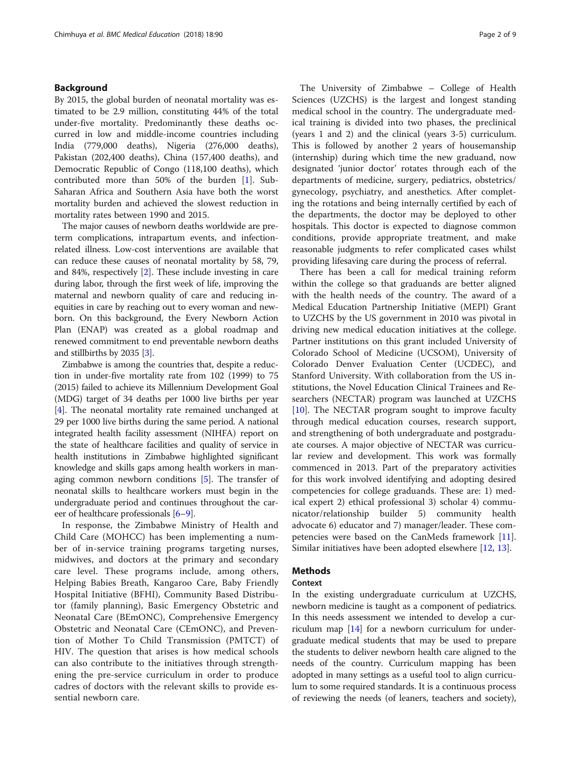## Background

By 2015, the global burden of neonatal mortality was estimated to be 2.9 million, constituting 44% of the total under-five mortality. Predominantly these deaths occurred in low and middle-income countries including India (779,000 deaths), Nigeria (276,000 deaths), Pakistan (202,400 deaths), China (157,400 deaths), and Democratic Republic of Congo (118,100 deaths), which contributed more than 50% of the burden [1]. Sub-Saharan Africa and Southern Asia have both the worst mortality burden and achieved the slowest reduction in mortality rates between 1990 and 2015.

The major causes of newborn deaths worldwide are preterm complications, intrapartum events, and infection-related illness. Low-cost interventions are available that can reduce these causes of neonatal mortality by 58, 79, and 84%, respectively [2]. These include investing in care during labor, through the first week of life, improving the maternal and newborn quality of care and reducing inequities in care by reaching out to every woman and newborn. On this background, the Every Newborn Action Plan (ENAP) was created as a global roadmap and renewed commitment to end preventable newborn deaths and stillbirths by 2035 [3].

Zimbabwe is among the countries that, despite a reduction in under-five mortality rate from 102 (1999) to 75 (2015) failed to achieve its Millennium Development Goal (MDG) target of 34 deaths per 1000 live births per year [4]. The neonatal mortality rate remained unchanged at 29 per 1000 live births during the same period. A national integrated health facility assessment (NIHFA) report on the state of healthcare facilities and quality of service in health institutions in Zimbabwe highlighted significant knowledge and skills gaps among health workers in managing common newborn conditions [5]. The transfer of neonatal skills to healthcare workers must begin in the undergraduate period and continues throughout the career of healthcare professionals [6–9].

In response, the Zimbabwe Ministry of Health and Child Care (MOHCC) has been implementing a number of in-service training programs targeting nurses, midwives, and doctors at the primary and secondary care level. These programs include, among others, Helping Babies Breath, Kangaroo Care, Baby Friendly Hospital Initiative (BFHI), Community Based Distributor (family planning), Basic Emergency Obstetric and Neonatal Care (BEmONC), Comprehensive Emergency Obstetric and Neonatal Care (CEmONC), and Prevention of Mother To Child Transmission (PMTCT) of HIV. The question that arises is how medical schools can also contribute to the initiatives through strengthening the pre-service curriculum in order to produce cadres of doctors with the relevant skills to provide essential newborn care.

The University of Zimbabwe – College of Health Sciences (UZCHS) is the largest and longest standing medical school in the country. The undergraduate medical training is divided into two phases, the preclinical (years 1 and 2) and the clinical (years 3-5) curriculum. This is followed by another 2 years of housemanship (internship) during which time the new graduand, now designated 'junior doctor' rotates through each of the departments of medicine, surgery, pediatrics, obstetrics/gynecology, psychiatry, and anesthetics. After completing the rotations and being internally certified by each of the departments, the doctor may be deployed to other hospitals. This doctor is expected to diagnose common conditions, provide appropriate treatment, and make reasonable judgments to refer complicated cases whilst providing lifesaving care during the process of referral.

There has been a call for medical training reform within the college so that graduands are better aligned with the health needs of the country. The award of a Medical Education Partnership Initiative (MEPI) Grant to UZCHS by the US government in 2010 was pivotal in driving new medical education initiatives at the college. Partner institutions on this grant included University of Colorado School of Medicine (UCSOM), University of Colorado Denver Evaluation Center (UCDEC), and Stanford University. With collaboration from the US institutions, the Novel Education Clinical Trainees and Researchers (NECTAR) program was launched at UZCHS [10]. The NECTAR program sought to improve faculty through medical education courses, research support, and strengthening of both undergraduate and postgraduate courses. A major objective of NECTAR was curricular review and development. This work was formally commenced in 2013. Part of the preparatory activities for this work involved identifying and adopting desired competencies for college graduands. These are: 1) medical expert 2) ethical professional 3) scholar 4) communicator/relationship builder 5) community health advocate 6) educator and 7) manager/leader. These competencies were based on the CanMeds framework [11]. Similar initiatives have been adopted elsewhere [12, 13].

## Methods

### Context

In the existing undergraduate curriculum at UZCHS, newborn medicine is taught as a component of pediatrics. In this needs assessment we intended to develop a curriculum map [14] for a newborn curriculum for undergraduate medical students that may be used to prepare the students to deliver newborn health care aligned to the needs of the country. Curriculum mapping has been adopted in many settings as a useful tool to align curriculum to some required standards. It is a continuous process of reviewing the needs (of leaners, teachers and society),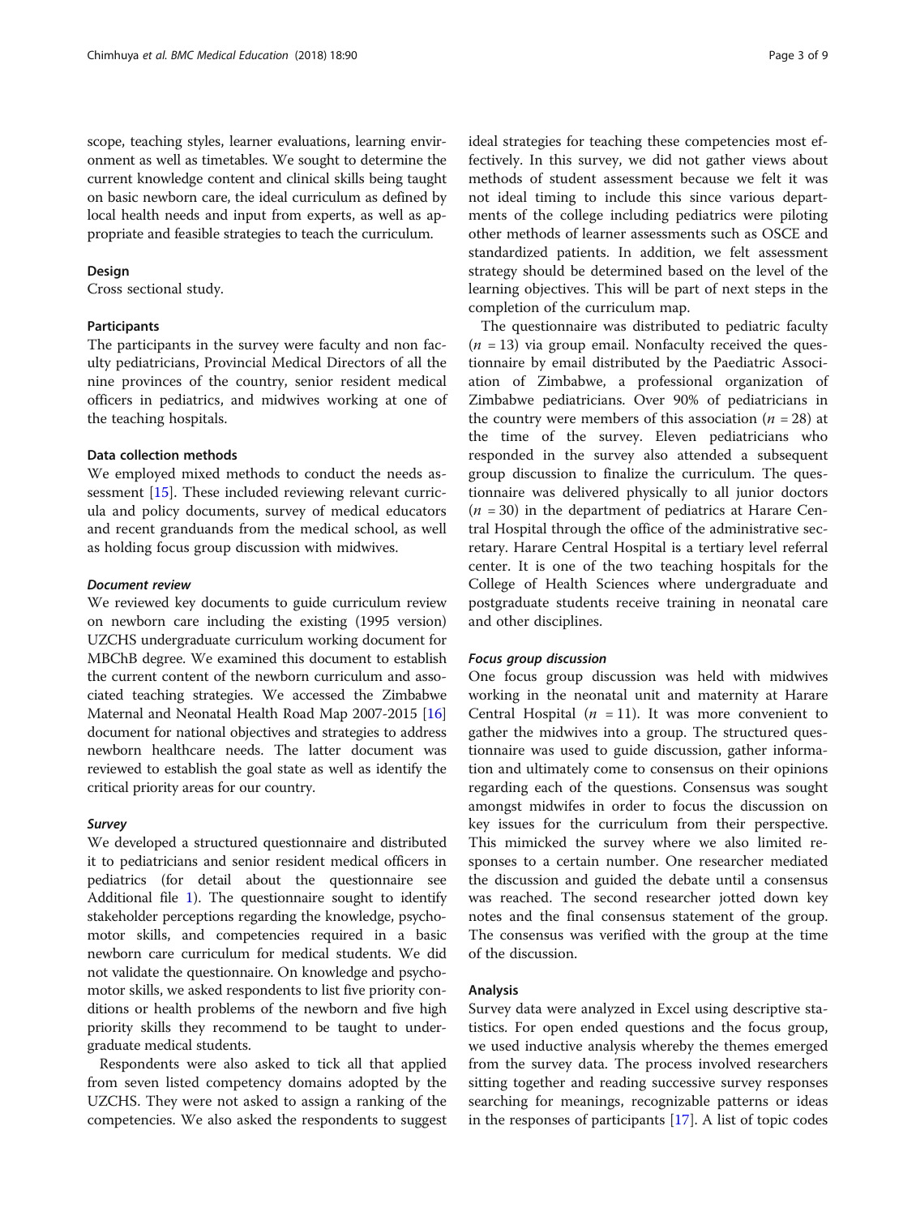scope, teaching styles, learner evaluations, learning environment as well as timetables. We sought to determine the current knowledge content and clinical skills being taught on basic newborn care, the ideal curriculum as defined by local health needs and input from experts, as well as appropriate and feasible strategies to teach the curriculum.

### Design

Cross sectional study.

### Participants

The participants in the survey were faculty and non faculty pediatricians, Provincial Medical Directors of all the nine provinces of the country, senior resident medical officers in pediatrics, and midwives working at one of the teaching hospitals.

### Data collection methods

We employed mixed methods to conduct the needs assessment [15]. These included reviewing relevant curricula and policy documents, survey of medical educators and recent granduands from the medical school, as well as holding focus group discussion with midwives.

#### *Document review*

We reviewed key documents to guide curriculum review on newborn care including the existing (1995 version) UZCHS undergraduate curriculum working document for MBChB degree. We examined this document to establish the current content of the newborn curriculum and associated teaching strategies. We accessed the Zimbabwe Maternal and Neonatal Health Road Map 2007-2015 [16] document for national objectives and strategies to address newborn healthcare needs. The latter document was reviewed to establish the goal state as well as identify the critical priority areas for our country.

#### *Survey*

We developed a structured questionnaire and distributed it to pediatricians and senior resident medical officers in pediatrics (for detail about the questionnaire see Additional file 1). The questionnaire sought to identify stakeholder perceptions regarding the knowledge, psychomotor skills, and competencies required in a basic newborn care curriculum for medical students. We did not validate the questionnaire. On knowledge and psychomotor skills, we asked respondents to list five priority conditions or health problems of the newborn and five high priority skills they recommend to be taught to undergraduate medical students.

Respondents were also asked to tick all that applied from seven listed competency domains adopted by the UZCHS. They were not asked to assign a ranking of the competencies. We also asked the respondents to suggest ideal strategies for teaching these competencies most effectively. In this survey, we did not gather views about methods of student assessment because we felt it was not ideal timing to include this since various departments of the college including pediatrics were piloting other methods of learner assessments such as OSCE and standardized patients. In addition, we felt assessment strategy should be determined based on the level of the learning objectives. This will be part of next steps in the completion of the curriculum map.

The questionnaire was distributed to pediatric faculty ($n$ = 13) via group email. Nonfaculty received the questionnaire by email distributed by the Paediatric Association of Zimbabwe, a professional organization of Zimbabwe pediatricians. Over 90% of pediatricians in the country were members of this association ($n$ = 28) at the time of the survey. Eleven pediatricians who responded in the survey also attended a subsequent group discussion to finalize the curriculum. The questionnaire was delivered physically to all junior doctors ($n$ = 30) in the department of pediatrics at Harare Central Hospital through the office of the administrative secretary. Harare Central Hospital is a tertiary level referral center. It is one of the two teaching hospitals for the College of Health Sciences where undergraduate and postgraduate students receive training in neonatal care and other disciplines.

#### *Focus group discussion*

One focus group discussion was held with midwives working in the neonatal unit and maternity at Harare Central Hospital ($n$ = 11). It was more convenient to gather the midwives into a group. The structured questionnaire was used to guide discussion, gather information and ultimately come to consensus on their opinions regarding each of the questions. Consensus was sought amongst midwifes in order to focus the discussion on key issues for the curriculum from their perspective. This mimicked the survey where we also limited responses to a certain number. One researcher mediated the discussion and guided the debate until a consensus was reached. The second researcher jotted down key notes and the final consensus statement of the group. The consensus was verified with the group at the time of the discussion.

### Analysis

Survey data were analyzed in Excel using descriptive statistics. For open ended questions and the focus group, we used inductive analysis whereby the themes emerged from the survey data. The process involved researchers sitting together and reading successive survey responses searching for meanings, recognizable patterns or ideas in the responses of participants [17]. A list of topic codes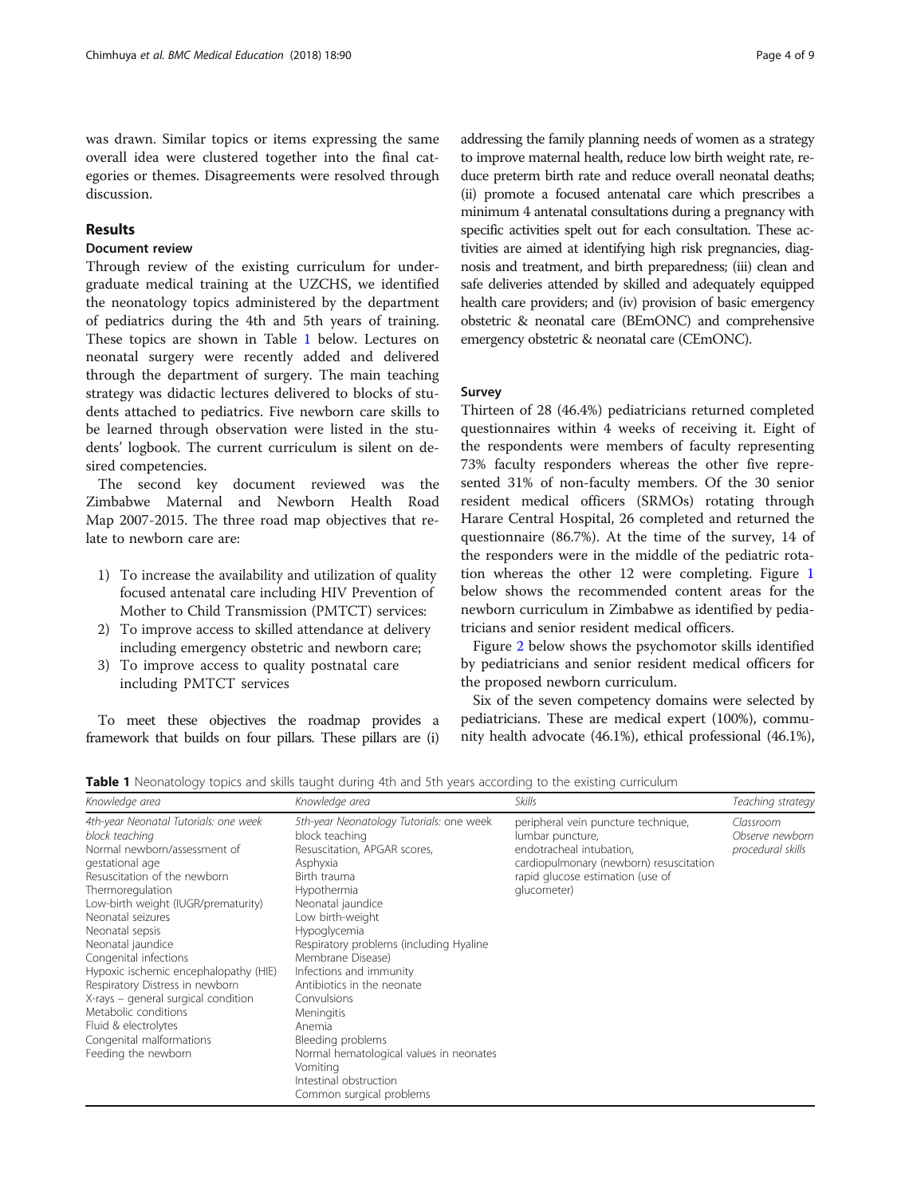was drawn. Similar topics or items expressing the same overall idea were clustered together into the final categories or themes. Disagreements were resolved through discussion.

## Results

### Document review

Through review of the existing curriculum for undergraduate medical training at the UZCHS, we identified the neonatology topics administered by the department of pediatrics during the 4th and 5th years of training. These topics are shown in Table 1 below. Lectures on neonatal surgery were recently added and delivered through the department of surgery. The main teaching strategy was didactic lectures delivered to blocks of students attached to pediatrics. Five newborn care skills to be learned through observation were listed in the students' logbook. The current curriculum is silent on desired competencies.

The second key document reviewed was the Zimbabwe Maternal and Newborn Health Road Map 2007-2015. The three road map objectives that relate to newborn care are:

1) To increase the availability and utilization of quality focused antenatal care including HIV Prevention of Mother to Child Transmission (PMTCT) services:
2) To improve access to skilled attendance at delivery including emergency obstetric and newborn care;
3) To improve access to quality postnatal care including PMTCT services

To meet these objectives the roadmap provides a framework that builds on four pillars. These pillars are (i) addressing the family planning needs of women as a strategy to improve maternal health, reduce low birth weight rate, reduce preterm birth rate and reduce overall neonatal deaths; (ii) promote a focused antenatal care which prescribes a minimum 4 antenatal consultations during a pregnancy with specific activities spelt out for each consultation. These activities are aimed at identifying high risk pregnancies, diagnosis and treatment, and birth preparedness; (iii) clean and safe deliveries attended by skilled and adequately equipped health care providers; and (iv) provision of basic emergency obstetric & neonatal care (BEmONC) and comprehensive emergency obstetric & neonatal care (CEmONC).

### Survey

Thirteen of 28 (46.4%) pediatricians returned completed questionnaires within 4 weeks of receiving it. Eight of the respondents were members of faculty representing 73% faculty responders whereas the other five represented 31% of non-faculty members. Of the 30 senior resident medical officers (SRMOs) rotating through Harare Central Hospital, 26 completed and returned the questionnaire (86.7%). At the time of the survey, 14 of the responders were in the middle of the pediatric rotation whereas the other 12 were completing. Figure 1 below shows the recommended content areas for the newborn curriculum in Zimbabwe as identified by pediatricians and senior resident medical officers.

Figure 2 below shows the psychomotor skills identified by pediatricians and senior resident medical officers for the proposed newborn curriculum.

Six of the seven competency domains were selected by pediatricians. These are medical expert (100%), community health advocate (46.1%), ethical professional (46.1%),

**Table 1** Neonatology topics and skills taught during 4th and 5th years according to the existing curriculum

| *Knowledge area* | *Knowledge area* | *Skills* | *Teaching strategy* |
|---|---|---|---|
| *4th-year Neonatal Tutorials: one week block teaching*<br>Normal newborn/assessment of gestational age<br>Resuscitation of the newborn<br>Thermoregulation<br>Low-birth weight (IUGR/prematurity)<br>Neonatal seizures<br>Neonatal sepsis<br>Neonatal jaundice<br>Congenital infections<br>Hypoxic ischemic encephalopathy (HIE)<br>Respiratory Distress in newborn<br>X-rays – general surgical condition<br>Metabolic conditions<br>Fluid & electrolytes<br>Congenital malformations<br>Feeding the newborn | *5th-year Neonatology Tutorials: one week block teaching*<br>Resuscitation, APGAR scores,<br>Asphyxia<br>Birth trauma<br>Hypothermia<br>Neonatal jaundice<br>Low birth-weight<br>Hypoglycemia<br>Respiratory problems (including Hyaline Membrane Disease)<br>Infections and immunity<br>Antibiotics in the neonate<br>Convulsions<br>Meningitis<br>Anemia<br>Bleeding problems<br>Normal hematological values in neonates<br>Vomiting<br>Intestinal obstruction<br>Common surgical problems | peripheral vein puncture technique,<br>lumbar puncture,<br>endotracheal intubation,<br>cardiopulmonary (newborn) resuscitation<br>rapid glucose estimation (use of glucometer) | *Classroom*<br>*Observe newborn procedural skills* |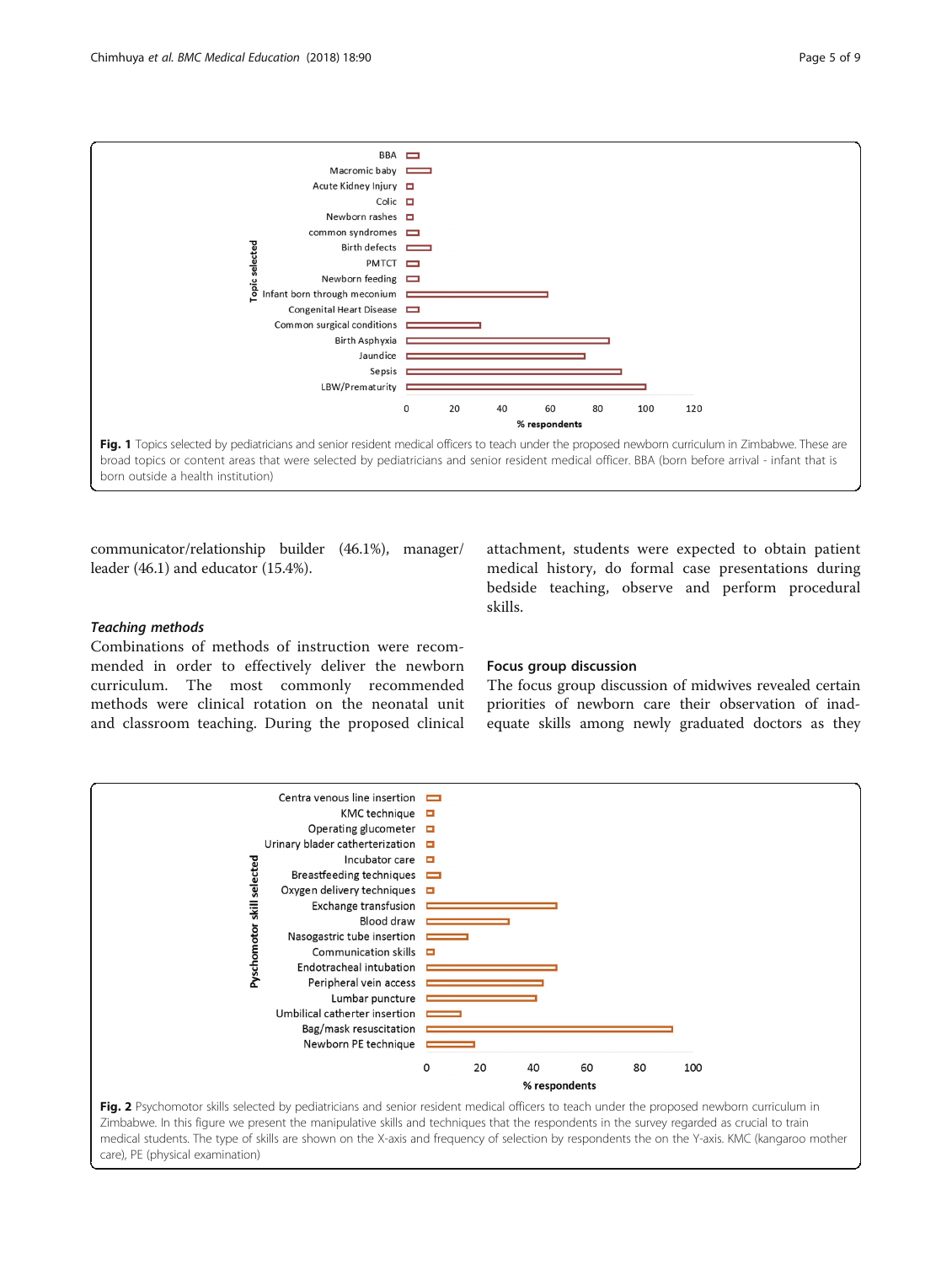Fig. 1 Topics selected by pediatricians and senior resident medical officers to teach under the proposed newborn curriculum in Zimbabwe. These are broad topics or content areas that were selected by pediatricians and senior resident medical officer. BBA (born before arrival - infant that is born outside a health institution)

communicator/relationship builder (46.1%), manager/leader (46.1) and educator (15.4%).

### *Teaching methods*

Combinations of methods of instruction were recommended in order to effectively deliver the newborn curriculum. The most commonly recommended methods were clinical rotation on the neonatal unit and classroom teaching. During the proposed clinical attachment, students were expected to obtain patient medical history, do formal case presentations during bedside teaching, observe and perform procedural skills.

### Focus group discussion

The focus group discussion of midwives revealed certain priorities of newborn care their observation of inadequate skills among newly graduated doctors as they

Fig. 2 Psychomotor skills selected by pediatricians and senior resident medical officers to teach under the proposed newborn curriculum in Zimbabwe. In this figure we present the manipulative skills and techniques that the respondents in the survey regarded as crucial to train medical students. The type of skills are shown on the X-axis and frequency of selection by respondents the on the Y-axis. KMC (kangaroo mother care), PE (physical examination)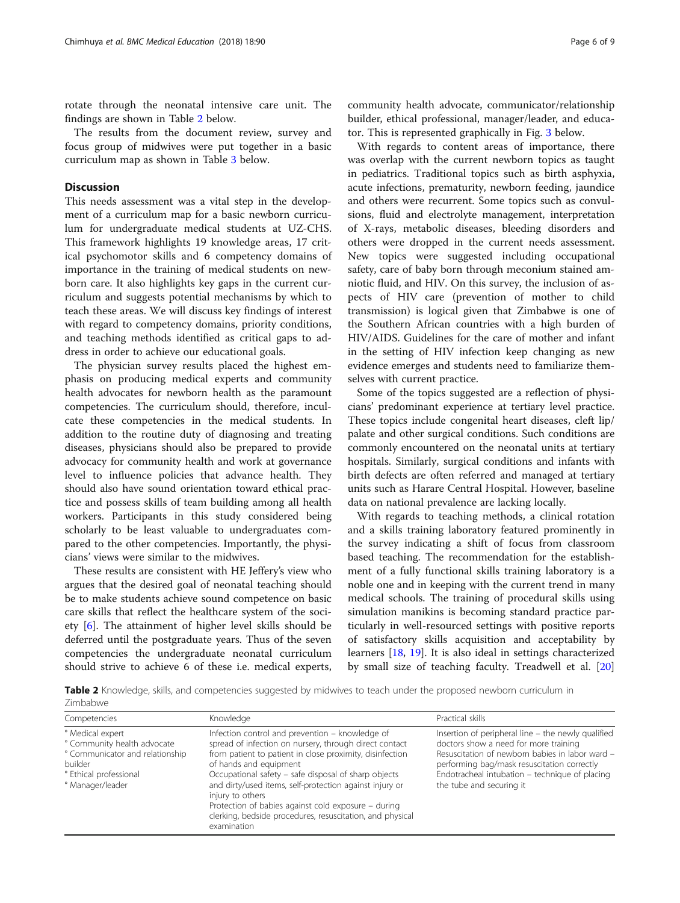rotate through the neonatal intensive care unit. The findings are shown in Table 2 below.

The results from the document review, survey and focus group of midwives were put together in a basic curriculum map as shown in Table 3 below.

## Discussion

This needs assessment was a vital step in the development of a curriculum map for a basic newborn curriculum for undergraduate medical students at UZ-CHS. This framework highlights 19 knowledge areas, 17 critical psychomotor skills and 6 competency domains of importance in the training of medical students on newborn care. It also highlights key gaps in the current curriculum and suggests potential mechanisms by which to teach these areas. We will discuss key findings of interest with regard to competency domains, priority conditions, and teaching methods identified as critical gaps to address in order to achieve our educational goals.

The physician survey results placed the highest emphasis on producing medical experts and community health advocates for newborn health as the paramount competencies. The curriculum should, therefore, inculcate these competencies in the medical students. In addition to the routine duty of diagnosing and treating diseases, physicians should also be prepared to provide advocacy for community health and work at governance level to influence policies that advance health. They should also have sound orientation toward ethical practice and possess skills of team building among all health workers. Participants in this study considered being scholarly to be least valuable to undergraduates compared to the other competencies. Importantly, the physicians' views were similar to the midwives.

These results are consistent with HE Jeffery's view who argues that the desired goal of neonatal teaching should be to make students achieve sound competence on basic care skills that reflect the healthcare system of the society [6]. The attainment of higher level skills should be deferred until the postgraduate years. Thus of the seven competencies the undergraduate neonatal curriculum should strive to achieve 6 of these i.e. medical experts, community health advocate, communicator/relationship builder, ethical professional, manager/leader, and educator. This is represented graphically in Fig. 3 below.

With regards to content areas of importance, there was overlap with the current newborn topics as taught in pediatrics. Traditional topics such as birth asphyxia, acute infections, prematurity, newborn feeding, jaundice and others were recurrent. Some topics such as convulsions, fluid and electrolyte management, interpretation of X-rays, metabolic diseases, bleeding disorders and others were dropped in the current needs assessment. New topics were suggested including occupational safety, care of baby born through meconium stained amniotic fluid, and HIV. On this survey, the inclusion of aspects of HIV care (prevention of mother to child transmission) is logical given that Zimbabwe is one of the Southern African countries with a high burden of HIV/AIDS. Guidelines for the care of mother and infant in the setting of HIV infection keep changing as new evidence emerges and students need to familiarize themselves with current practice.

Some of the topics suggested are a reflection of physicians' predominant experience at tertiary level practice. These topics include congenital heart diseases, cleft lip/palate and other surgical conditions. Such conditions are commonly encountered on the neonatal units at tertiary hospitals. Similarly, surgical conditions and infants with birth defects are often referred and managed at tertiary units such as Harare Central Hospital. However, baseline data on national prevalence are lacking locally.

With regards to teaching methods, a clinical rotation and a skills training laboratory featured prominently in the survey indicating a shift of focus from classroom based teaching. The recommendation for the establishment of a fully functional skills training laboratory is a noble one and in keeping with the current trend in many medical schools. The training of procedural skills using simulation manikins is becoming standard practice particularly in well-resourced settings with positive reports of satisfactory skills acquisition and acceptability by learners [18, 19]. It is also ideal in settings characterized by small size of teaching faculty. Treadwell et al. [20]

**Table 2** Knowledge, skills, and competencies suggested by midwives to teach under the proposed newborn curriculum in Zimbabwe

| Competencies | Knowledge | Practical skills |
|---|---|---|
| ° Medical expert<br>° Community health advocate<br>° Communicator and relationship builder<br>° Ethical professional<br>° Manager/leader | Infection control and prevention – knowledge of spread of infection on nursery, through direct contact from patient to patient in close proximity, disinfection of hands and equipment<br>Occupational safety – safe disposal of sharp objects and dirty/used items, self-protection against injury or injury to others<br>Protection of babies against cold exposure – during clerking, bedside procedures, resuscitation, and physical examination | Insertion of peripheral line – the newly qualified doctors show a need for more training<br>Resuscitation of newborn babies in labor ward – performing bag/mask resuscitation correctly<br>Endotracheal intubation – technique of placing the tube and securing it |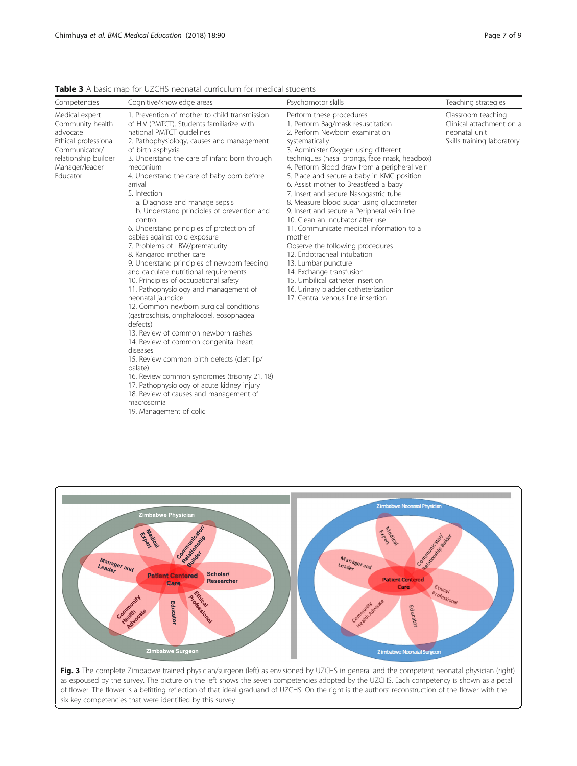**Table 3** A basic map for UZCHS neonatal curriculum for medical students

| Competencies | Cognitive/knowledge areas | Psychomotor skills | Teaching strategies |
|---|---|---|---|
| Medical expert<br>Community health advocate<br>Ethical professional<br>Communicator/ relationship builder<br>Manager/leader<br>Educator | 1. Prevention of mother to child transmission of HIV (PMTCT). Students familiarize with national PMTCT guidelines<br>2. Pathophysiology, causes and management of birth asphyxia<br>3. Understand the care of infant born through meconium<br>4. Understand the care of baby born before arrival<br>5. Infection<br>a. Diagnose and manage sepsis<br>b. Understand principles of prevention and control<br>6. Understand principles of protection of babies against cold exposure<br>7. Problems of LBW/prematurity<br>8. Kangaroo mother care<br>9. Understand principles of newborn feeding and calculate nutritional requirements<br>10. Principles of occupational safety<br>11. Pathophysiology and management of neonatal jaundice<br>12. Common newborn surgical conditions (gastroschisis, omphalocoel, eosophageal defects)<br>13. Review of common newborn rashes<br>14. Review of common congenital heart diseases<br>15. Review common birth defects (cleft lip/ palate)<br>16. Review common syndromes (trisomy 21, 18)<br>17. Pathophysiology of acute kidney injury<br>18. Review of causes and management of macrosomia<br>19. Management of colic | Perform these procedures<br>1. Perform Bag/mask resuscitation<br>2. Perform Newborn examination systematically<br>3. Administer Oxygen using different techniques (nasal prongs, face mask, headbox)<br>4. Perform Blood draw from a peripheral vein<br>5. Place and secure a baby in KMC position<br>6. Assist mother to Breastfeed a baby<br>7. Insert and secure Nasogastric tube<br>8. Measure blood sugar using glucometer<br>9. Insert and secure a Peripheral vein line<br>10. Clean an Incubator after use<br>11. Communicate medical information to a mother<br>Observe the following procedures<br>12. Endotracheal intubation<br>13. Lumbar puncture<br>14. Exchange transfusion<br>15. Umbilical catheter insertion<br>16. Urinary bladder catheterization<br>17. Central venous line insertion | Classroom teaching<br>Clinical attachment on a neonatal unit<br>Skills training laboratory |

**Fig. 3** The complete Zimbabwe trained physician/surgeon (left) as envisioned by UZCHS in general and the competent neonatal physician (right) as espoused by the survey. The picture on the left shows the seven competencies adopted by the UZCHS. Each competency is shown as a petal of flower. The flower is a befitting reflection of that ideal graduand of UZCHS. On the right is the authors' reconstruction of the flower with the six key competencies that were identified by this survey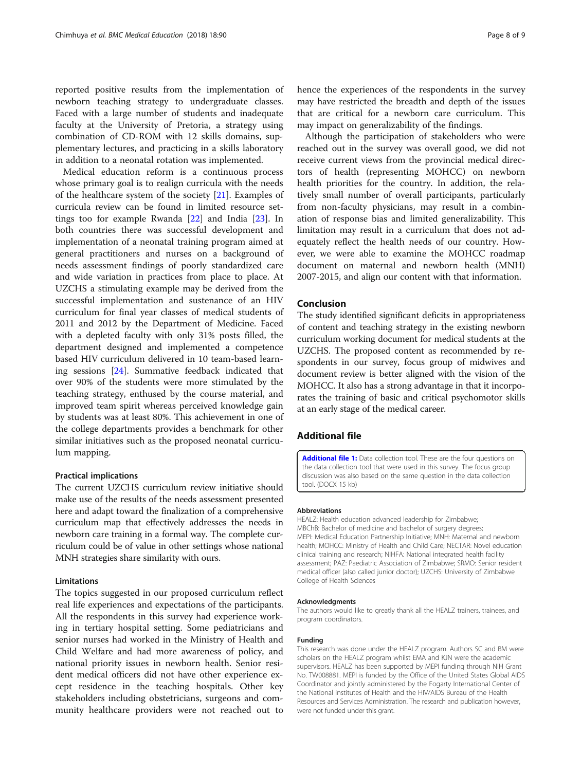reported positive results from the implementation of newborn teaching strategy to undergraduate classes. Faced with a large number of students and inadequate faculty at the University of Pretoria, a strategy using combination of CD-ROM with 12 skills domains, supplementary lectures, and practicing in a skills laboratory in addition to a neonatal rotation was implemented.

Medical education reform is a continuous process whose primary goal is to realign curricula with the needs of the healthcare system of the society [21]. Examples of curricula review can be found in limited resource settings too for example Rwanda [22] and India [23]. In both countries there was successful development and implementation of a neonatal training program aimed at general practitioners and nurses on a background of needs assessment findings of poorly standardized care and wide variation in practices from place to place. At UZCHS a stimulating example may be derived from the successful implementation and sustenance of an HIV curriculum for final year classes of medical students of 2011 and 2012 by the Department of Medicine. Faced with a depleted faculty with only 31% posts filled, the department designed and implemented a competence based HIV curriculum delivered in 10 team-based learning sessions [24]. Summative feedback indicated that over 90% of the students were more stimulated by the teaching strategy, enthused by the course material, and improved team spirit whereas perceived knowledge gain by students was at least 80%. This achievement in one of the college departments provides a benchmark for other similar initiatives such as the proposed neonatal curriculum mapping.

### Practical implications

The current UZCHS curriculum review initiative should make use of the results of the needs assessment presented here and adapt toward the finalization of a comprehensive curriculum map that effectively addresses the needs in newborn care training in a formal way. The complete curriculum could be of value in other settings whose national MNH strategies share similarity with ours.

### Limitations

The topics suggested in our proposed curriculum reflect real life experiences and expectations of the participants. All the respondents in this survey had experience working in tertiary hospital setting. Some pediatricians and senior nurses had worked in the Ministry of Health and Child Welfare and had more awareness of policy, and national priority issues in newborn health. Senior resident medical officers did not have other experience except residence in the teaching hospitals. Other key stakeholders including obstetricians, surgeons and community healthcare providers were not reached out to hence the experiences of the respondents in the survey may have restricted the breadth and depth of the issues that are critical for a newborn care curriculum. This may impact on generalizability of the findings.

Although the participation of stakeholders who were reached out in the survey was overall good, we did not receive current views from the provincial medical directors of health (representing MOHCC) on newborn health priorities for the country. In addition, the relatively small number of overall participants, particularly from non-faculty physicians, may result in a combination of response bias and limited generalizability. This limitation may result in a curriculum that does not adequately reflect the health needs of our country. However, we were able to examine the MOHCC roadmap document on maternal and newborn health (MNH) 2007-2015, and align our content with that information.

## Conclusion

The study identified significant deficits in appropriateness of content and teaching strategy in the existing newborn curriculum working document for medical students at the UZCHS. The proposed content as recommended by respondents in our survey, focus group of midwives and document review is better aligned with the vision of the MOHCC. It also has a strong advantage in that it incorporates the training of basic and critical psychomotor skills at an early stage of the medical career.

## Additional file

**Additional file 1:** Data collection tool. These are the four questions on the data collection tool that were used in this survey. The focus group discussion was also based on the same question in the data collection tool. (DOCX 15 kb)

#### Abbreviations

HEALZ: Health education advanced leadership for Zimbabwe; MBChB: Bachelor of medicine and bachelor of surgery degrees; MEPI: Medical Education Partnership Initiative; MNH: Maternal and newborn health; MOHCC: Ministry of Health and Child Care; NECTAR: Novel education clinical training and research; NIHFA: National integrated health facility assessment; PAZ: Paediatric Association of Zimbabwe; SRMO: Senior resident medical officer (also called junior doctor); UZCHS: University of Zimbabwe College of Health Sciences

#### Acknowledgments

The authors would like to greatly thank all the HEALZ trainers, trainees, and program coordinators.

#### Funding

This research was done under the HEALZ program. Authors SC and BM were scholars on the HEALZ program whilst EMA and KJN were the academic supervisors. HEALZ has been supported by MEPI funding through NIH Grant No. TW008881. MEPI is funded by the Office of the United States Global AIDS Coordinator and jointly administered by the Fogarty International Center of the National institutes of Health and the HIV/AIDS Bureau of the Health Resources and Services Administration. The research and publication however, were not funded under this grant.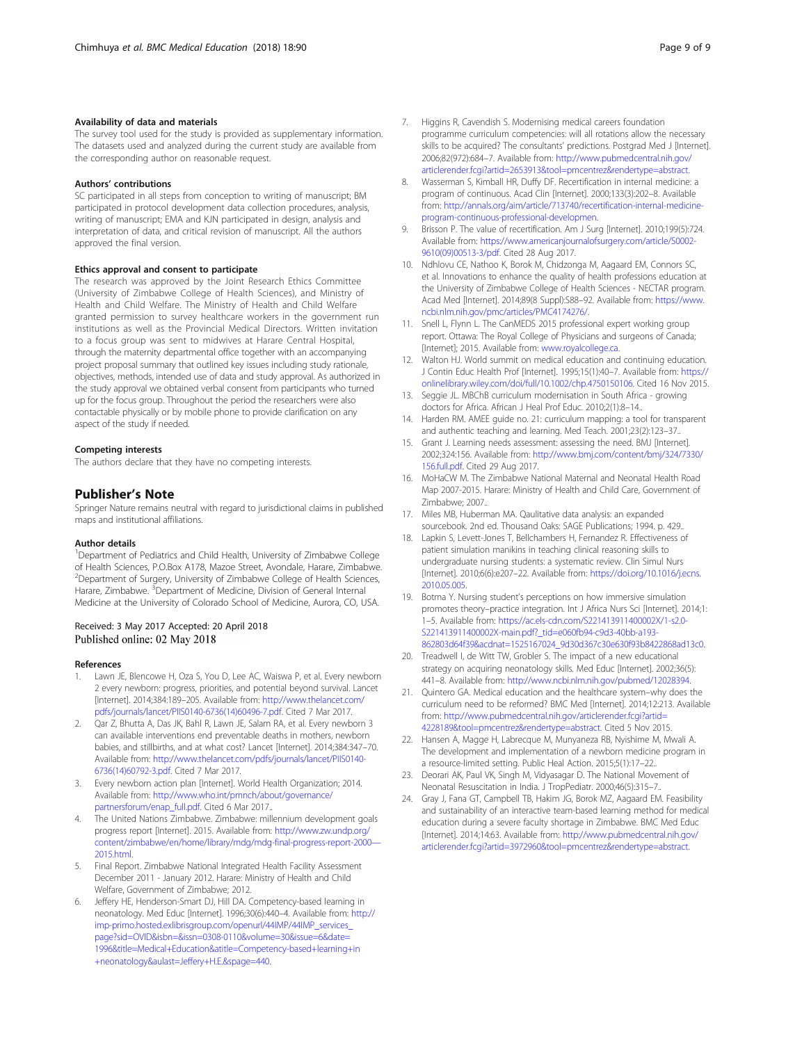#### Availability of data and materials

The survey tool used for the study is provided as supplementary information. The datasets used and analyzed during the current study are available from the corresponding author on reasonable request.

#### Authors' contributions

SC participated in all steps from conception to writing of manuscript; BM participated in protocol development data collection procedures, analysis, writing of manuscript; EMA and KJN participated in design, analysis and interpretation of data, and critical revision of manuscript. All the authors approved the final version.

#### Ethics approval and consent to participate

The research was approved by the Joint Research Ethics Committee (University of Zimbabwe College of Health Sciences), and Ministry of Health and Child Welfare. The Ministry of Health and Child Welfare granted permission to survey healthcare workers in the government run institutions as well as the Provincial Medical Directors. Written invitation to a focus group was sent to midwives at Harare Central Hospital, through the maternity departmental office together with an accompanying project proposal summary that outlined key issues including study rationale, objectives, methods, intended use of data and study approval. As authorized in the study approval we obtained verbal consent from participants who turned up for the focus group. Throughout the period the researchers were also contactable physically or by mobile phone to provide clarification on any aspect of the study if needed.

#### Competing interests

The authors declare that they have no competing interests.

## Publisher's Note

Springer Nature remains neutral with regard to jurisdictional claims in published maps and institutional affiliations.

#### Author details

[1]Department of Pediatrics and Child Health, University of Zimbabwe College of Health Sciences, P.O.Box A178, Mazoe Street, Avondale, Harare, Zimbabwe. [2]Department of Surgery, University of Zimbabwe College of Health Sciences, Harare, Zimbabwe. [3]Department of Medicine, Division of General Internal Medicine at the University of Colorado School of Medicine, Aurora, CO, USA.

Received: 3 May 2017 Accepted: 20 April 2018
Published online: 02 May 2018

#### References

1. Lawn JE, Blencowe H, Oza S, You D, Lee AC, Waiswa P, et al. Every newborn 2 every newborn: progress, priorities, and potential beyond survival. Lancet [Internet]. 2014;384:189–205. Available from: http://www.thelancet.com/pdfs/journals/lancet/PIIS0140-6736(14)60496-7.pdf. Cited 7 Mar 2017.
2. Qar Z, Bhutta A, Das JK, Bahl R, Lawn JE, Salam RA, et al. Every newborn 3 can available interventions end preventable deaths in mothers, newborn babies, and stillbirths, and at what cost? Lancet [Internet]. 2014;384:347–70. Available from: http://www.thelancet.com/pdfs/journals/lancet/PIIS0140-6736(14)60792-3.pdf. Cited 7 Mar 2017.
3. Every newborn action plan [Internet]. World Health Organization; 2014. Available from: http://www.who.int/pmnch/about/governance/partnersforum/enap_full.pdf. Cited 6 Mar 2017..
4. The United Nations Zimbabwe. Zimbabwe: millennium development goals progress report [Internet]. 2015. Available from: http://www.zw.undp.org/content/zimbabwe/en/home/library/mdg/mdg-final-progress-report-2000—2015.html.
5. Final Report. Zimbabwe National Integrated Health Facility Assessment December 2011 - January 2012. Harare: Ministry of Health and Child Welfare, Government of Zimbabwe; 2012.
6. Jeffery HE, Henderson-Smart DJ, Hill DA. Competency-based learning in neonatology. Med Educ [Internet]. 1996;30(6):440–4. Available from: http://imp-primo.hosted.exlibrisgroup.com/openurl/44IMP/44IMP_services_page?sid=OVID&isbn=&issn=0308-0110&volume=30&issue=6&date=1996&title=Medical+Education&atitle=Competency-based+learning+in+neonatology&aulast=Jeffery+H.E.&spage=440.
7. Higgins R, Cavendish S. Modernising medical careers foundation programme curriculum competencies: will all rotations allow the necessary skills to be acquired? The consultants' predictions. Postgrad Med J [Internet]. 2006;82(972):684–7. Available from: http://www.pubmedcentral.nih.gov/articlerender.fcgi?artid=2653913&tool=pmcentrez&rendertype=abstract.
8. Wasserman S, Kimball HR, Duffy DF. Recertification in internal medicine: a program of continuous. Acad Clin [Internet]. 2000;133(3):202–8. Available from: http://annals.org/aim/article/713740/recertification-internal-medicine-program-continuous-professional-developmen.
9. Brisson P. The value of recertification. Am J Surg [Internet]. 2010;199(5):724. Available from: https://www.americanjournalofsurgery.com/article/S0002-9610(09)00513-3/pdf. Cited 28 Aug 2017.
10. Ndhlovu CE, Nathoo K, Borok M, Chidzonga M, Aagaard EM, Connors SC, et al. Innovations to enhance the quality of health professions education at the University of Zimbabwe College of Health Sciences - NECTAR program. Acad Med [Internet]. 2014;89(8 Suppl):S88–92. Available from: https://www.ncbi.nlm.nih.gov/pmc/articles/PMC4174276/.
11. Snell L, Flynn L. The CanMEDS 2015 professional expert working group report. Ottawa: The Royal College of Physicians and surgeons of Canada; [Internet]; 2015. Available from: www.royalcollege.ca.
12. Walton HJ. World summit on medical education and continuing education. J Contin Educ Health Prof [Internet]. 1995;15(1):40–7. Available from: https://onlinelibrary.wiley.com/doi/full/10.1002/chp.4750150106. Cited 16 Nov 2015.
13. Seggie JL. MBChB curriculum modernisation in South Africa - growing doctors for Africa. African J Heal Prof Educ. 2010;2(1):8–14..
14. Harden RM. AMEE guide no. 21: curriculum mapping: a tool for transparent and authentic teaching and learning. Med Teach. 2001;23(2):123–37..
15. Grant J. Learning needs assessment: assessing the need. BMJ [Internet]. 2002;324:156. Available from: http://www.bmj.com/content/bmj/324/7330/156.full.pdf. Cited 29 Aug 2017.
16. MoHaCW M. The Zimbabwe National Maternal and Neonatal Health Road Map 2007-2015. Harare: Ministry of Health and Child Care, Government of Zimbabwe; 2007..
17. Miles MB, Huberman MA. Qualitative data analysis: an expanded sourcebook. 2nd ed. Thousand Oaks: SAGE Publications; 1994. p. 429..
18. Lapkin S, Levett-Jones T, Bellchambers H, Fernandez R. Effectiveness of patient simulation manikins in teaching clinical reasoning skills to undergraduate nursing students: a systematic review. Clin Simul Nurs [Internet]. 2010;6(6):e207–22. Available from: https://doi.org/10.1016/j.ecns.2010.05.005.
19. Botma Y. Nursing student's perceptions on how immersive simulation promotes theory–practice integration. Int J Africa Nurs Sci [Internet]. 2014;1:1–5. Available from: https://ac.els-cdn.com/S221413911400002X/1-s2.0-S221413911400002X-main.pdf?_tid=e060fb94-c9d3-40bb-a193-862803d64f39&acdnat=1525167024_9d30d367c30e630f93b8422868ad13c0.
20. Treadwell I, de Witt TW, Grobler S. The impact of a new educational strategy on acquiring neonatology skills. Med Educ [Internet]. 2002;36(5):441–8. Available from: http://www.ncbi.nlm.nih.gov/pubmed/12028394.
21. Quintero GA. Medical education and the healthcare system–why does the curriculum need to be reformed? BMC Med [Internet]. 2014;12:213. Available from: http://www.pubmedcentral.nih.gov/articlerender.fcgi?artid=4228189&tool=pmcentrez&rendertype=abstract. Cited 5 Nov 2015.
22. Hansen A, Magge H, Labrecque M, Munyaneza RB, Nyishime M, Mwali A. The development and implementation of a newborn medicine program in a resource-limited setting. Public Heal Action. 2015;5(1):17–22..
23. Deorari AK, Paul VK, Singh M, Vidyasagar D. The National Movement of Neonatal Resuscitation in India. J TropPediatr. 2000;46(5):315–7..
24. Gray J, Fana GT, Campbell TB, Hakim JG, Borok MZ, Aagaard EM. Feasibility and sustainability of an interactive team-based learning method for medical education during a severe faculty shortage in Zimbabwe. BMC Med Educ [Internet]. 2014;14:63. Available from: http://www.pubmedcentral.nih.gov/articlerender.fcgi?artid=3972960&tool=pmcentrez&rendertype=abstract.